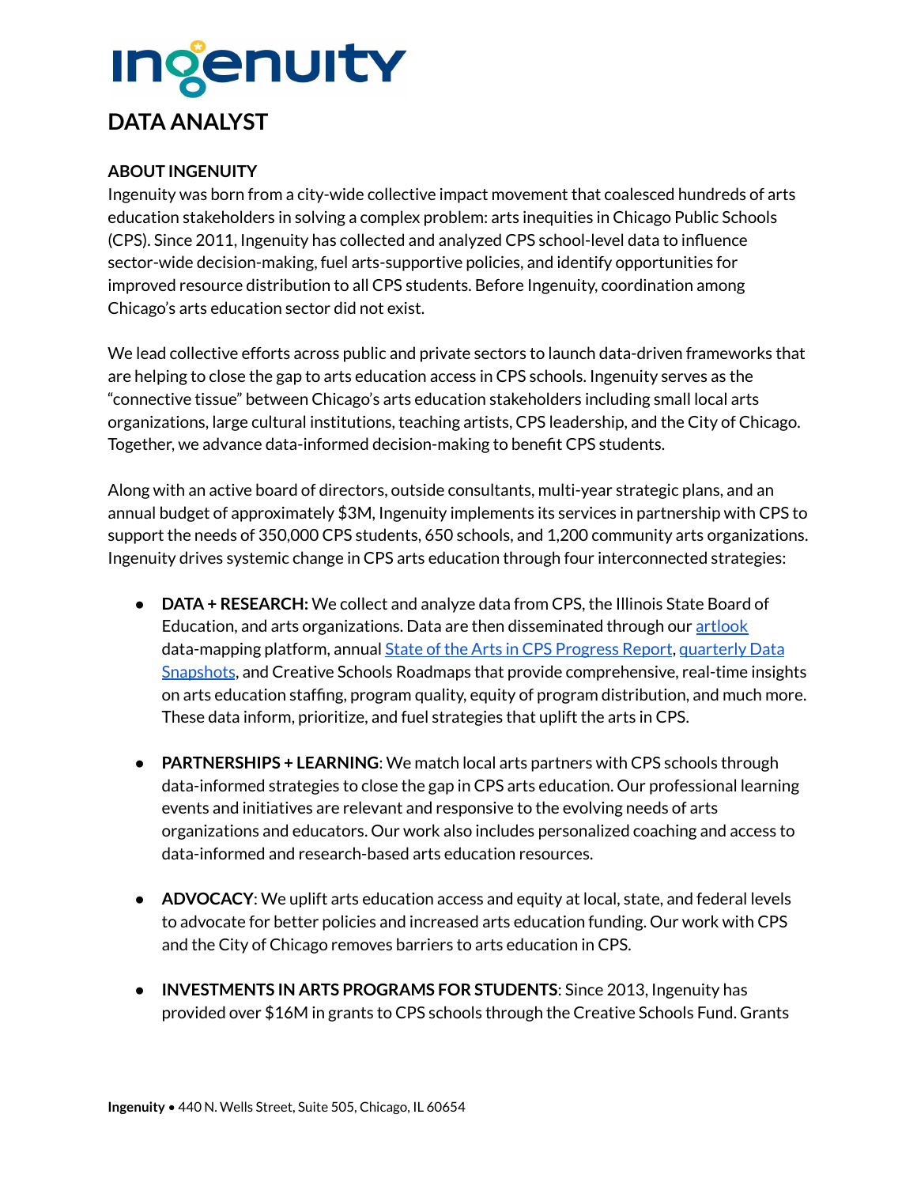# Ingenuity

## DATA ANALYST

### ABOUT INGENUITY

Ingenuity was born from a city-wide collective impact movement that coalesced hundreds of arts education stakeholders in solving a complex problem: arts inequities in Chicago Public Schools (CPS). Since 2011, Ingenuity has collected and analyzed CPS school-level data to influence sector-wide decision-making, fuel arts-supportive policies, and identify opportunities for improved resource distribution to all CPS students. Before Ingenuity, coordination among Chicago's arts education sector did not exist.

We lead collective efforts across public and private sectors to launch data-driven frameworks that are helping to close the gap to arts education access in CPS schools. Ingenuity serves as the "connective tissue" between Chicago's arts education stakeholders including small local arts organizations, large cultural institutions, teaching artists, CPS leadership, and the City of Chicago. Together, we advance data-informed decision-making to benefit CPS students.

Along with an active board of directors, outside consultants, multi-year strategic plans, and an annual budget of approximately $3M, Ingenuity implements its services in partnership with CPS to support the needs of 350,000 CPS students, 650 schools, and 1,200 community arts organizations. Ingenuity drives systemic change in CPS arts education through four interconnected strategies:

- **DATA + RESEARCH:** We collect and analyze data from CPS, the Illinois State Board of Education, and arts organizations. Data are then disseminated through our artlook data-mapping platform, annual State of the Arts in CPS Progress Report, quarterly Data Snapshots, and Creative Schools Roadmaps that provide comprehensive, real-time insights on arts education staffing, program quality, equity of program distribution, and much more. These data inform, prioritize, and fuel strategies that uplift the arts in CPS.

- **PARTNERSHIPS + LEARNING**: We match local arts partners with CPS schools through data-informed strategies to close the gap in CPS arts education. Our professional learning events and initiatives are relevant and responsive to the evolving needs of arts organizations and educators. Our work also includes personalized coaching and access to data-informed and research-based arts education resources.

- **ADVOCACY**: We uplift arts education access and equity at local, state, and federal levels to advocate for better policies and increased arts education funding. Our work with CPS and the City of Chicago removes barriers to arts education in CPS.

- **INVESTMENTS IN ARTS PROGRAMS FOR STUDENTS**: Since 2013, Ingenuity has provided over $16M in grants to CPS schools through the Creative Schools Fund. Grants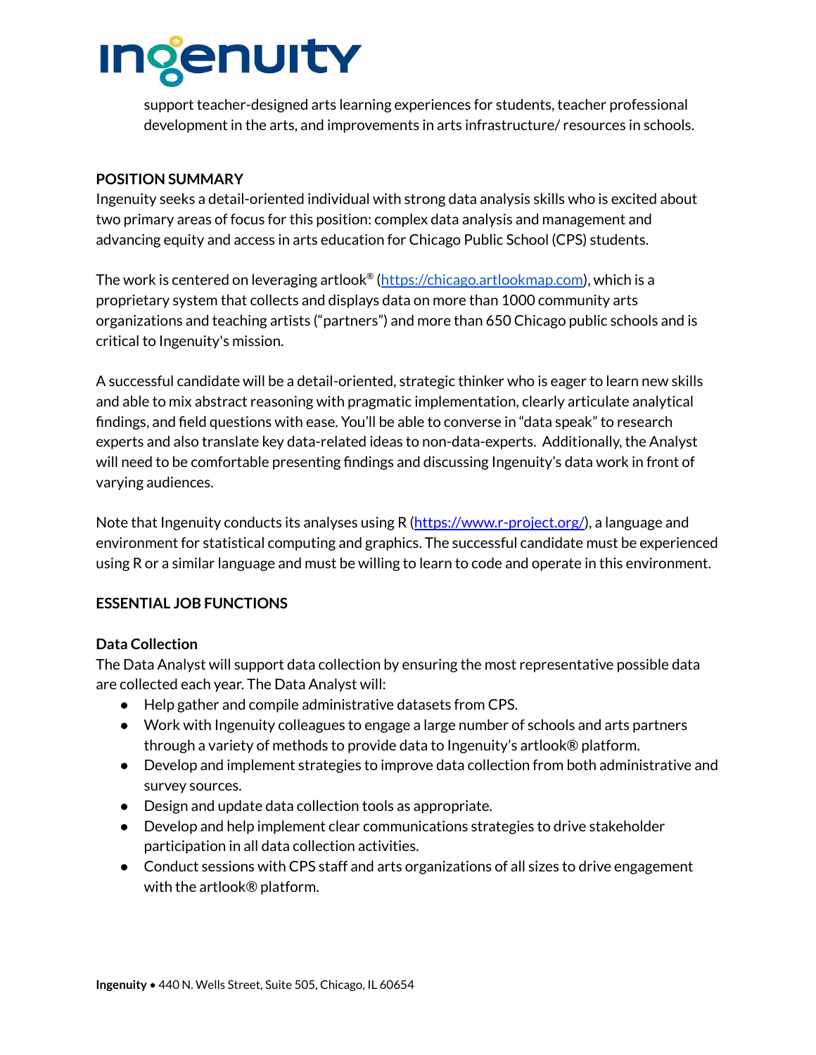support teacher-designed arts learning experiences for students, teacher professional development in the arts, and improvements in arts infrastructure/ resources in schools.

**POSITION SUMMARY**

Ingenuity seeks a detail-oriented individual with strong data analysis skills who is excited about two primary areas of focus for this position: complex data analysis and management and advancing equity and access in arts education for Chicago Public School (CPS) students.

The work is centered on leveraging artlook® (https://chicago.artlookmap.com), which is a proprietary system that collects and displays data on more than 1000 community arts organizations and teaching artists ("partners") and more than 650 Chicago public schools and is critical to Ingenuity's mission.

A successful candidate will be a detail-oriented, strategic thinker who is eager to learn new skills and able to mix abstract reasoning with pragmatic implementation, clearly articulate analytical findings, and field questions with ease. You'll be able to converse in "data speak" to research experts and also translate key data-related ideas to non-data-experts. Additionally, the Analyst will need to be comfortable presenting findings and discussing Ingenuity's data work in front of varying audiences.

Note that Ingenuity conducts its analyses using R (https://www.r-project.org/), a language and environment for statistical computing and graphics. The successful candidate must be experienced using R or a similar language and must be willing to learn to code and operate in this environment.

**ESSENTIAL JOB FUNCTIONS**

**Data Collection**

The Data Analyst will support data collection by ensuring the most representative possible data are collected each year. The Data Analyst will:

- Help gather and compile administrative datasets from CPS.
- Work with Ingenuity colleagues to engage a large number of schools and arts partners through a variety of methods to provide data to Ingenuity's artlook® platform.
- Develop and implement strategies to improve data collection from both administrative and survey sources.
- Design and update data collection tools as appropriate.
- Develop and help implement clear communications strategies to drive stakeholder participation in all data collection activities.
- Conduct sessions with CPS staff and arts organizations of all sizes to drive engagement with the artlook® platform.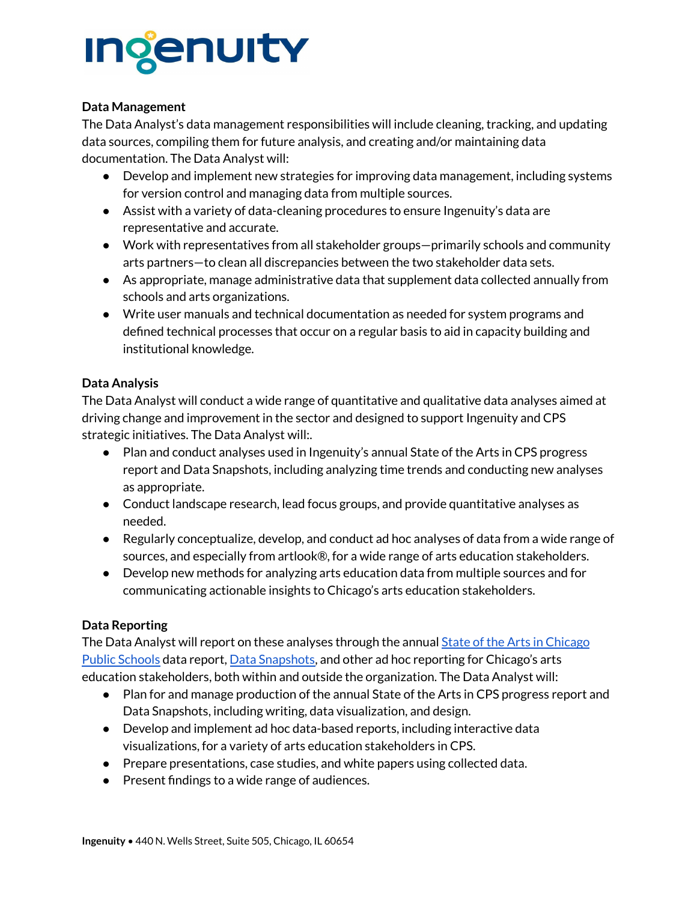## Data Management

The Data Analyst's data management responsibilities will include cleaning, tracking, and updating data sources, compiling them for future analysis, and creating and/or maintaining data documentation. The Data Analyst will:

- Develop and implement new strategies for improving data management, including systems for version control and managing data from multiple sources.
- Assist with a variety of data-cleaning procedures to ensure Ingenuity's data are representative and accurate.
- Work with representatives from all stakeholder groups—primarily schools and community arts partners—to clean all discrepancies between the two stakeholder data sets.
- As appropriate, manage administrative data that supplement data collected annually from schools and arts organizations.
- Write user manuals and technical documentation as needed for system programs and defined technical processes that occur on a regular basis to aid in capacity building and institutional knowledge.

## Data Analysis

The Data Analyst will conduct a wide range of quantitative and qualitative data analyses aimed at driving change and improvement in the sector and designed to support Ingenuity and CPS strategic initiatives. The Data Analyst will:.

- Plan and conduct analyses used in Ingenuity's annual State of the Arts in CPS progress report and Data Snapshots, including analyzing time trends and conducting new analyses as appropriate.
- Conduct landscape research, lead focus groups, and provide quantitative analyses as needed.
- Regularly conceptualize, develop, and conduct ad hoc analyses of data from a wide range of sources, and especially from artlook®, for a wide range of arts education stakeholders.
- Develop new methods for analyzing arts education data from multiple sources and for communicating actionable insights to Chicago's arts education stakeholders.

## Data Reporting

The Data Analyst will report on these analyses through the annual State of the Arts in Chicago Public Schools data report, Data Snapshots, and other ad hoc reporting for Chicago's arts education stakeholders, both within and outside the organization. The Data Analyst will:

- Plan for and manage production of the annual State of the Arts in CPS progress report and Data Snapshots, including writing, data visualization, and design.
- Develop and implement ad hoc data-based reports, including interactive data visualizations, for a variety of arts education stakeholders in CPS.
- Prepare presentations, case studies, and white papers using collected data.
- Present findings to a wide range of audiences.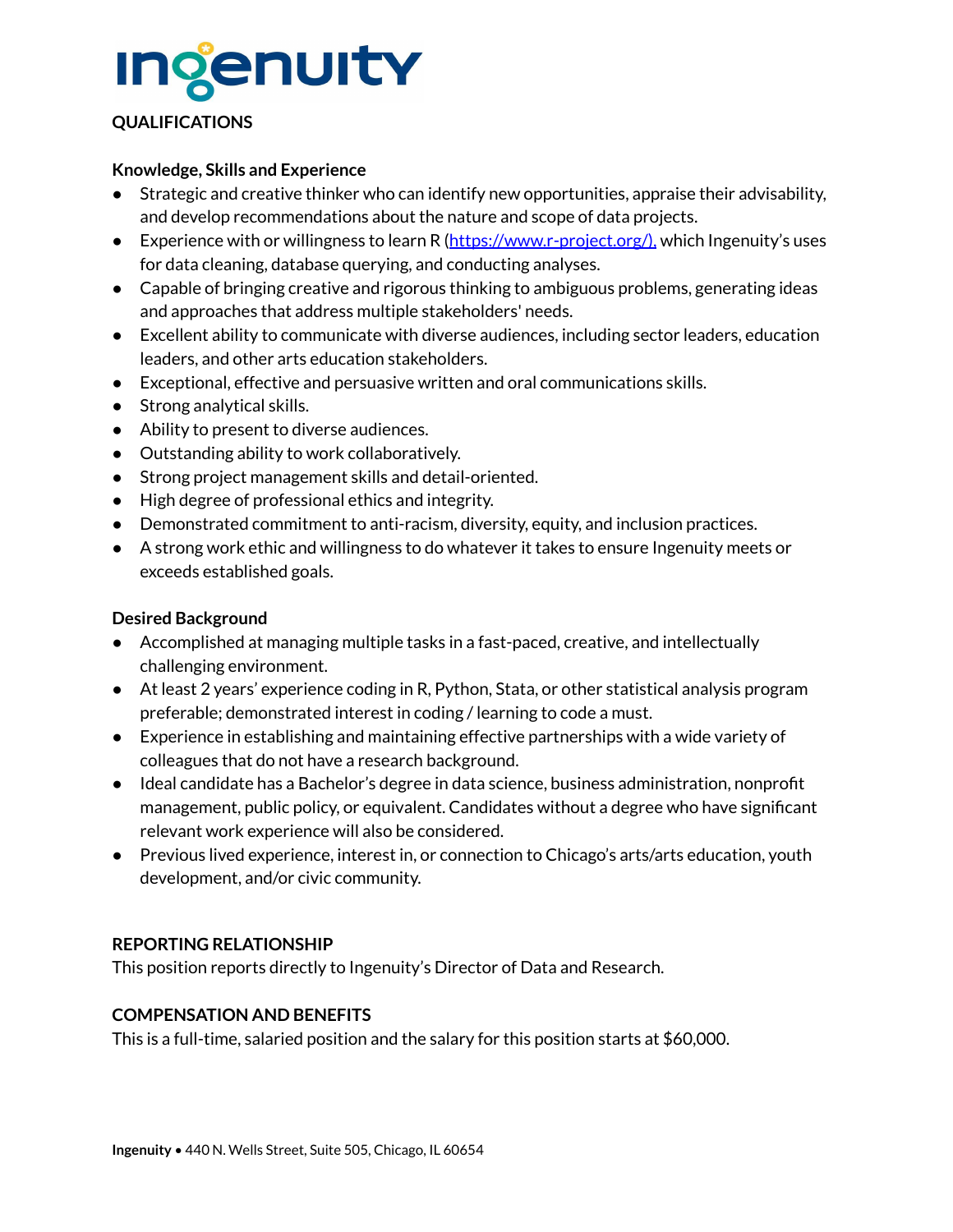## QUALIFICATIONS

### Knowledge, Skills and Experience

- Strategic and creative thinker who can identify new opportunities, appraise their advisability, and develop recommendations about the nature and scope of data projects.
- Experience with or willingness to learn R ([https://www.r-project.org/),](https://www.r-project.org/) which Ingenuity's uses for data cleaning, database querying, and conducting analyses.
- Capable of bringing creative and rigorous thinking to ambiguous problems, generating ideas and approaches that address multiple stakeholders' needs.
- Excellent ability to communicate with diverse audiences, including sector leaders, education leaders, and other arts education stakeholders.
- Exceptional, effective and persuasive written and oral communications skills.
- Strong analytical skills.
- Ability to present to diverse audiences.
- Outstanding ability to work collaboratively.
- Strong project management skills and detail-oriented.
- High degree of professional ethics and integrity.
- Demonstrated commitment to anti-racism, diversity, equity, and inclusion practices.
- A strong work ethic and willingness to do whatever it takes to ensure Ingenuity meets or exceeds established goals.

### Desired Background

- Accomplished at managing multiple tasks in a fast-paced, creative, and intellectually challenging environment.
- At least 2 years' experience coding in R, Python, Stata, or other statistical analysis program preferable; demonstrated interest in coding / learning to code a must.
- Experience in establishing and maintaining effective partnerships with a wide variety of colleagues that do not have a research background.
- Ideal candidate has a Bachelor's degree in data science, business administration, nonprofit management, public policy, or equivalent. Candidates without a degree who have significant relevant work experience will also be considered.
- Previous lived experience, interest in, or connection to Chicago's arts/arts education, youth development, and/or civic community.

## REPORTING RELATIONSHIP

This position reports directly to Ingenuity's Director of Data and Research.

## COMPENSATION AND BENEFITS

This is a full-time, salaried position and the salary for this position starts at $60,000.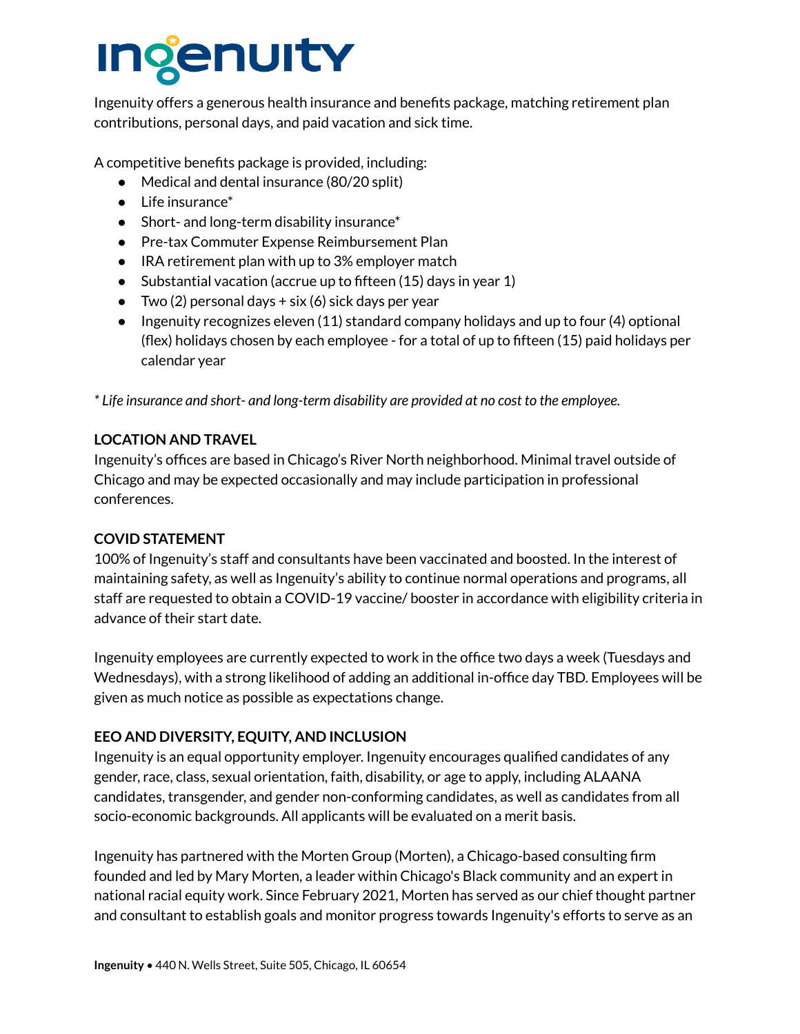Ingenuity offers a generous health insurance and benefits package, matching retirement plan contributions, personal days, and paid vacation and sick time.

A competitive benefits package is provided, including:

- Medical and dental insurance (80/20 split)
- Life insurance*
- Short- and long-term disability insurance*
- Pre-tax Commuter Expense Reimbursement Plan
- IRA retirement plan with up to 3% employer match
- Substantial vacation (accrue up to fifteen (15) days in year 1)
- Two (2) personal days + six (6) sick days per year
- Ingenuity recognizes eleven (11) standard company holidays and up to four (4) optional (flex) holidays chosen by each employee - for a total of up to fifteen (15) paid holidays per calendar year

*\* Life insurance and short- and long-term disability are provided at no cost to the employee.*

**LOCATION AND TRAVEL**

Ingenuity's offices are based in Chicago's River North neighborhood. Minimal travel outside of Chicago and may be expected occasionally and may include participation in professional conferences.

**COVID STATEMENT**

100% of Ingenuity's staff and consultants have been vaccinated and boosted. In the interest of maintaining safety, as well as Ingenuity's ability to continue normal operations and programs, all staff are requested to obtain a COVID-19 vaccine/ booster in accordance with eligibility criteria in advance of their start date.

Ingenuity employees are currently expected to work in the office two days a week (Tuesdays and Wednesdays), with a strong likelihood of adding an additional in-office day TBD. Employees will be given as much notice as possible as expectations change.

**EEO AND DIVERSITY, EQUITY, AND INCLUSION**

Ingenuity is an equal opportunity employer. Ingenuity encourages qualified candidates of any gender, race, class, sexual orientation, faith, disability, or age to apply, including ALAANA candidates, transgender, and gender non-conforming candidates, as well as candidates from all socio-economic backgrounds. All applicants will be evaluated on a merit basis.

Ingenuity has partnered with the Morten Group (Morten), a Chicago-based consulting firm founded and led by Mary Morten, a leader within Chicago's Black community and an expert in national racial equity work. Since February 2021, Morten has served as our chief thought partner and consultant to establish goals and monitor progress towards Ingenuity's efforts to serve as an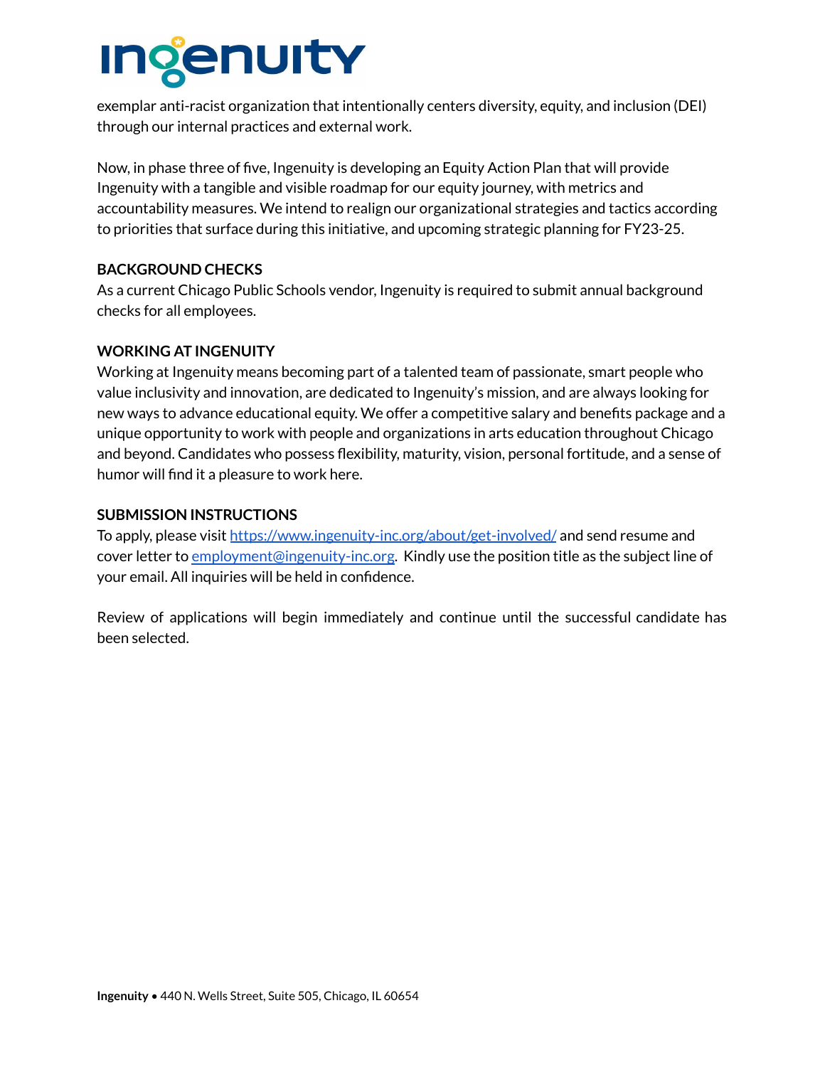exemplar anti-racist organization that intentionally centers diversity, equity, and inclusion (DEI) through our internal practices and external work.

Now, in phase three of five, Ingenuity is developing an Equity Action Plan that will provide Ingenuity with a tangible and visible roadmap for our equity journey, with metrics and accountability measures. We intend to realign our organizational strategies and tactics according to priorities that surface during this initiative, and upcoming strategic planning for FY23-25.

**BACKGROUND CHECKS**

As a current Chicago Public Schools vendor, Ingenuity is required to submit annual background checks for all employees.

**WORKING AT INGENUITY**

Working at Ingenuity means becoming part of a talented team of passionate, smart people who value inclusivity and innovation, are dedicated to Ingenuity's mission, and are always looking for new ways to advance educational equity. We offer a competitive salary and benefits package and a unique opportunity to work with people and organizations in arts education throughout Chicago and beyond. Candidates who possess flexibility, maturity, vision, personal fortitude, and a sense of humor will find it a pleasure to work here.

**SUBMISSION INSTRUCTIONS**

To apply, please visit [https://www.ingenuity-inc.org/about/get-involved/](https://www.ingenuity-inc.org/about/get-involved/) and send resume and cover letter to [employment@ingenuity-inc.org](mailto:employment@ingenuity-inc.org). Kindly use the position title as the subject line of your email. All inquiries will be held in confidence.

Review of applications will begin immediately and continue until the successful candidate has been selected.